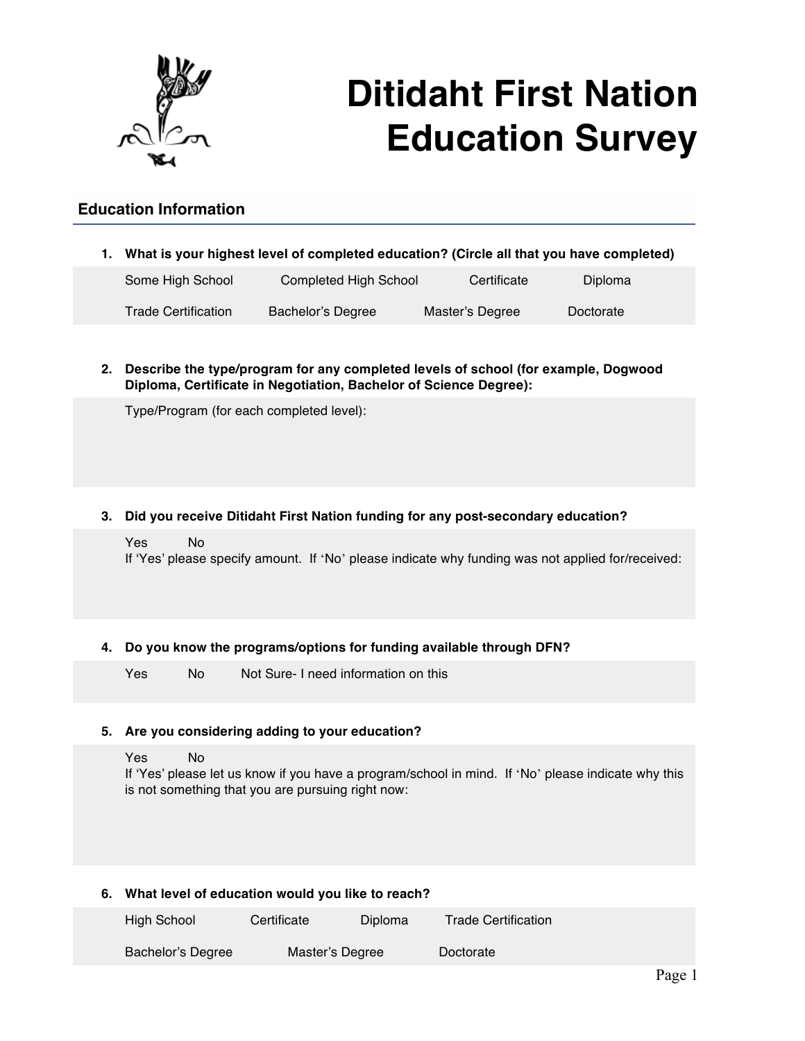# Ditidaht First Nation Education Survey

## Education Information

1. **What is your highest level of completed education? (Circle all that you have completed)**

   Some High School    Completed High School    Certificate    Diploma

   Trade Certification    Bachelor's Degree    Master's Degree    Doctorate

2. **Describe the type/program for any completed levels of school (for example, Dogwood Diploma, Certificate in Negotiation, Bachelor of Science Degree):**

   Type/Program (for each completed level):

3. **Did you receive Ditidaht First Nation funding for any post-secondary education?**

   Yes    No

   If 'Yes' please specify amount. If 'No' please indicate why funding was not applied for/received:

4. **Do you know the programs/options for funding available through DFN?**

   Yes    No    Not Sure- I need information on this

5. **Are you considering adding to your education?**

   Yes    No

   If 'Yes' please let us know if you have a program/school in mind. If 'No' please indicate why this is not something that you are pursuing right now:

6. **What level of education would you like to reach?**

   High School    Certificate    Diploma    Trade Certification

   Bachelor's Degree    Master's Degree    Doctorate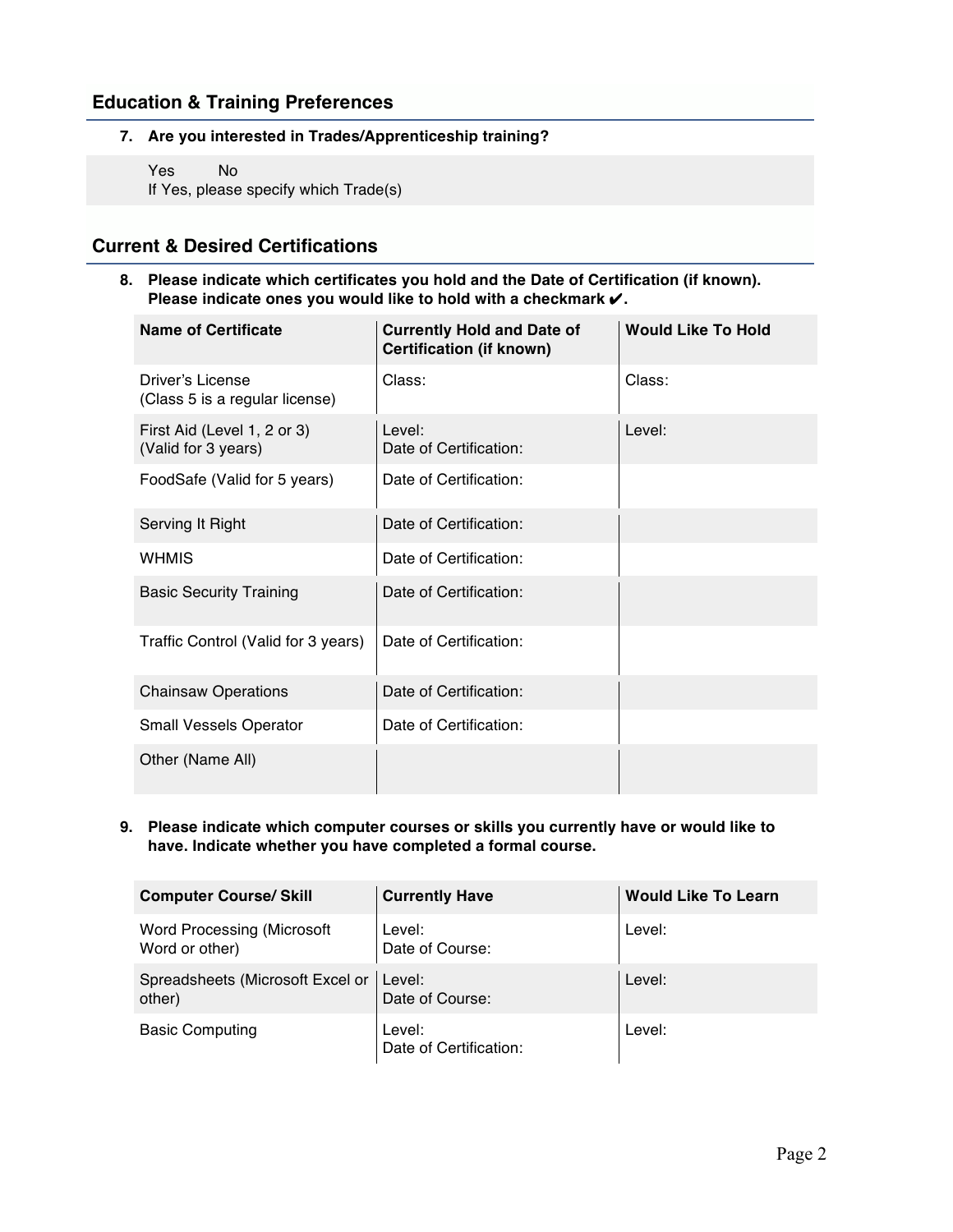## Education & Training Preferences

7. **Are you interested in Trades/Apprenticeship training?**

   Yes No
   If Yes, please specify which Trade(s)

## Current & Desired Certifications

8. **Please indicate which certificates you hold and the Date of Certification (if known). Please indicate ones you would like to hold with a checkmark ✔.**

| Name of Certificate | Currently Hold and Date of Certification (if known) | Would Like To Hold |
|---|---|---|
| Driver's License (Class 5 is a regular license) | Class: | Class: |
| First Aid (Level 1, 2 or 3) (Valid for 3 years) | Level: Date of Certification: | Level: |
| FoodSafe (Valid for 5 years) | Date of Certification: | |
| Serving It Right | Date of Certification: | |
| WHMIS | Date of Certification: | |
| Basic Security Training | Date of Certification: | |
| Traffic Control (Valid for 3 years) | Date of Certification: | |
| Chainsaw Operations | Date of Certification: | |
| Small Vessels Operator | Date of Certification: | |
| Other (Name All) | | |

9. **Please indicate which computer courses or skills you currently have or would like to have. Indicate whether you have completed a formal course.**

| Computer Course/ Skill | Currently Have | Would Like To Learn |
|---|---|---|
| Word Processing (Microsoft Word or other) | Level: Date of Course: | Level: |
| Spreadsheets (Microsoft Excel or other) | Level: Date of Course: | Level: |
| Basic Computing | Level: Date of Certification: | Level: |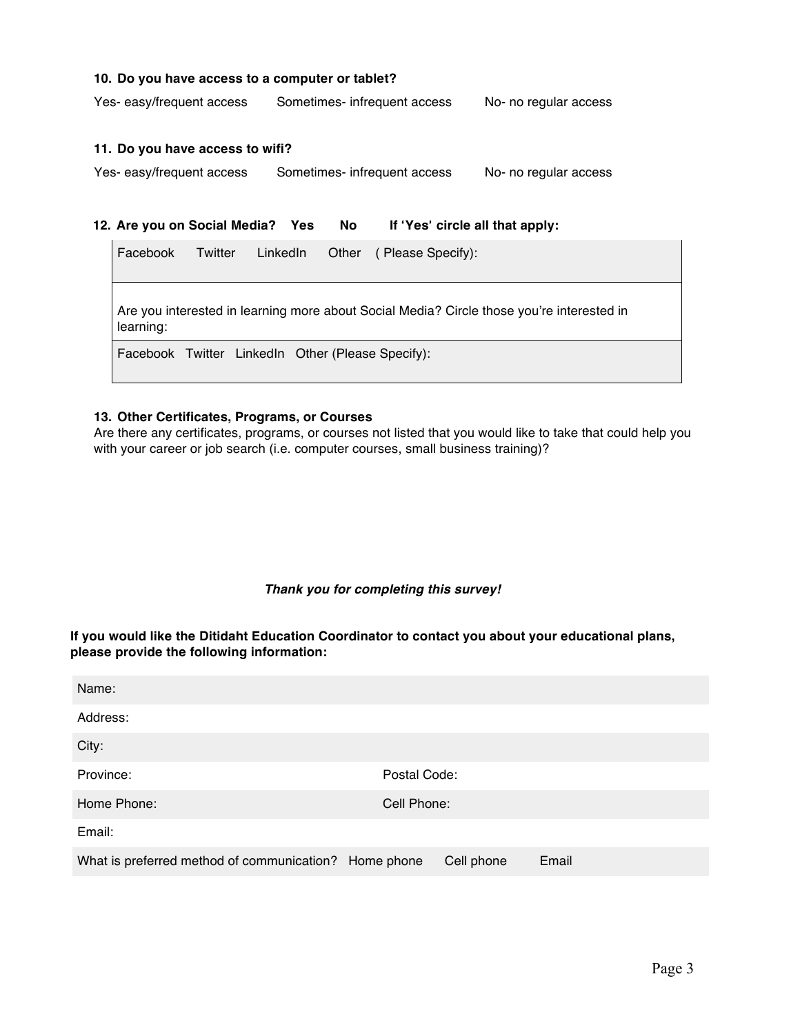**10. Do you have access to a computer or tablet?**

Yes- easy/frequent access Sometimes- infrequent access No- no regular access

**11. Do you have access to wifi?**

Yes- easy/frequent access Sometimes- infrequent access No- no regular access

**12. Are you on Social Media? Yes No If 'Yes' circle all that apply:**

| |
|---|
| Facebook Twitter LinkedIn Other ( Please Specify): |
| Are you interested in learning more about Social Media? Circle those you're interested in learning: |
| Facebook Twitter LinkedIn Other (Please Specify): |

**13. Other Certificates, Programs, or Courses**

Are there any certificates, programs, or courses not listed that you would like to take that could help you with your career or job search (i.e. computer courses, small business training)?

***Thank you for completing this survey!***

**If you would like the Ditidaht Education Coordinator to contact you about your educational plans, please provide the following information:**

| | |
|---|---|
| Name: | |
| Address: | |
| City: | |
| Province: | Postal Code: |
| Home Phone: | Cell Phone: |
| Email: | |
| What is preferred method of communication? Home phone Cell phone Email | |